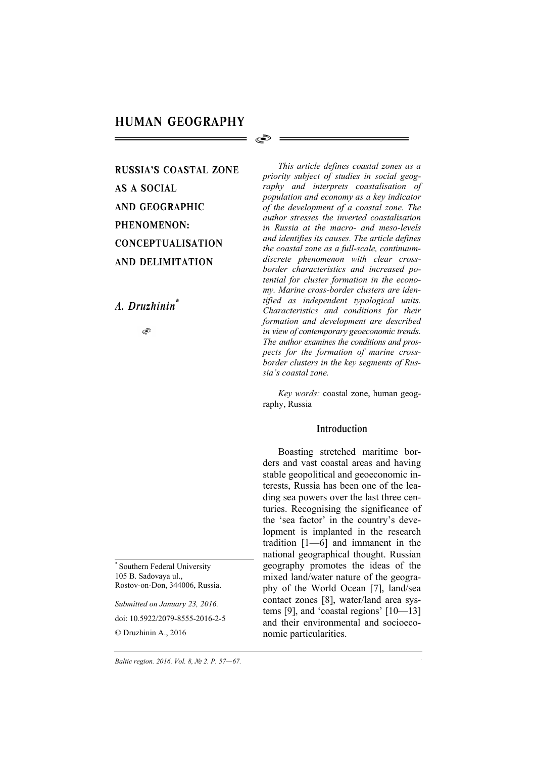# HUMAN GEOGRAPHY

## RUSSIA'S COASTAL ZONE AS A SOCIAL AND GEOGRAPHIC PHENOMENON: CONCEPTUALISATION AND DELIMITATION

*A. Druzhinin*[*]

*This article defines coastal zones as a priority subject of studies in social geography and interprets coastalisation of population and economy as a key indicator of the development of a coastal zone. The author stresses the inverted coastalisation in Russia at the macro- and meso-levels and identifies its causes. The article defines the coastal zone as a full-scale, continuum-discrete phenomenon with clear cross-border characteristics and increased potential for cluster formation in the economy. Marine cross-border clusters are identified as independent typological units. Characteristics and conditions for their formation and development are described in view of contemporary geoeconomic trends. The author examines the conditions and prospects for the formation of marine cross-border clusters in the key segments of Russia's coastal zone.*

*Key words:* coastal zone, human geography, Russia

### Introduction

Boasting stretched maritime borders and vast coastal areas and having stable geopolitical and geoeconomic interests, Russia has been one of the leading sea powers over the last three centuries. Recognising the significance of the 'sea factor' in the country's development is implanted in the research tradition [1—6] and immanent in the national geographical thought. Russian geography promotes the ideas of the mixed land/water nature of the geography of the World Ocean [7], land/sea contact zones [8], water/land area systems [9], and 'coastal regions' [10—13] and their environmental and socioeconomic particularities.

---

[*] Southern Federal University
105 B. Sadovaya ul.,
Rostov-on-Don, 344006, Russia.

*Submitted on January 23, 2016.*

doi: 10.5922/2079-8555-2016-2-5

© Druzhinin A., 2016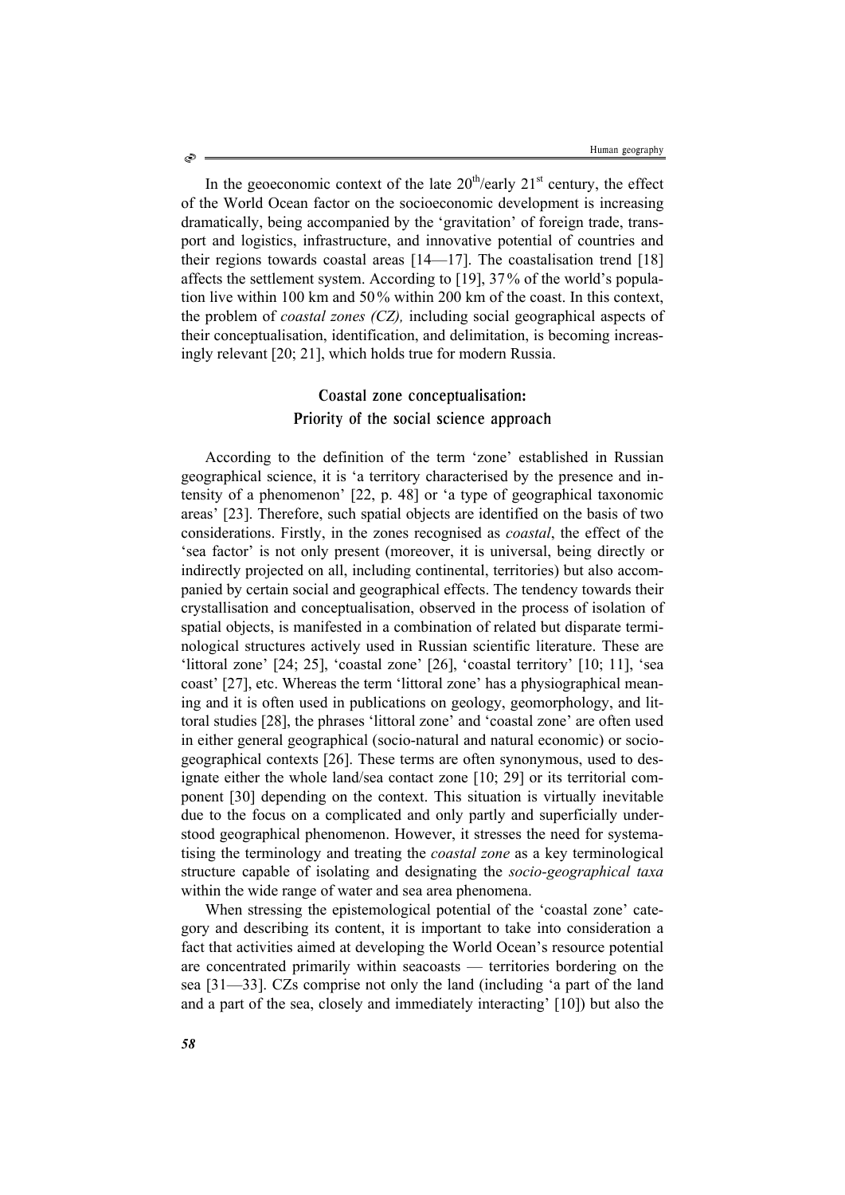In the geoeconomic context of the late $20^{th}$/early $21^{st}$ century, the effect of the World Ocean factor on the socioeconomic development is increasing dramatically, being accompanied by the 'gravitation' of foreign trade, transport and logistics, infrastructure, and innovative potential of countries and their regions towards coastal areas [14—17]. The coastalisation trend [18] affects the settlement system. According to [19], 37% of the world's population live within 100 km and 50% within 200 km of the coast. In this context, the problem of *coastal zones (CZ),* including social geographical aspects of their conceptualisation, identification, and delimitation, is becoming increasingly relevant [20; 21], which holds true for modern Russia.

## Coastal zone conceptualisation: Priority of the social science approach

According to the definition of the term 'zone' established in Russian geographical science, it is 'a territory characterised by the presence and intensity of a phenomenon' [22, p. 48] or 'a type of geographical taxonomic areas' [23]. Therefore, such spatial objects are identified on the basis of two considerations. Firstly, in the zones recognised as *coastal*, the effect of the 'sea factor' is not only present (moreover, it is universal, being directly or indirectly projected on all, including continental, territories) but also accompanied by certain social and geographical effects. The tendency towards their crystallisation and conceptualisation, observed in the process of isolation of spatial objects, is manifested in a combination of related but disparate terminological structures actively used in Russian scientific literature. These are 'littoral zone' [24; 25], 'coastal zone' [26], 'coastal territory' [10; 11], 'sea coast' [27], etc. Whereas the term 'littoral zone' has a physiographical meaning and it is often used in publications on geology, geomorphology, and littoral studies [28], the phrases 'littoral zone' and 'coastal zone' are often used in either general geographical (socio-natural and natural economic) or sociogeographical contexts [26]. These terms are often synonymous, used to designate either the whole land/sea contact zone [10; 29] or its territorial component [30] depending on the context. This situation is virtually inevitable due to the focus on a complicated and only partly and superficially understood geographical phenomenon. However, it stresses the need for systematising the terminology and treating the *coastal zone* as a key terminological structure capable of isolating and designating the *socio-geographical taxa* within the wide range of water and sea area phenomena.

When stressing the epistemological potential of the 'coastal zone' category and describing its content, it is important to take into consideration a fact that activities aimed at developing the World Ocean's resource potential are concentrated primarily within seacoasts — territories bordering on the sea [31—33]. CZs comprise not only the land (including 'a part of the land and a part of the sea, closely and immediately interacting' [10]) but also the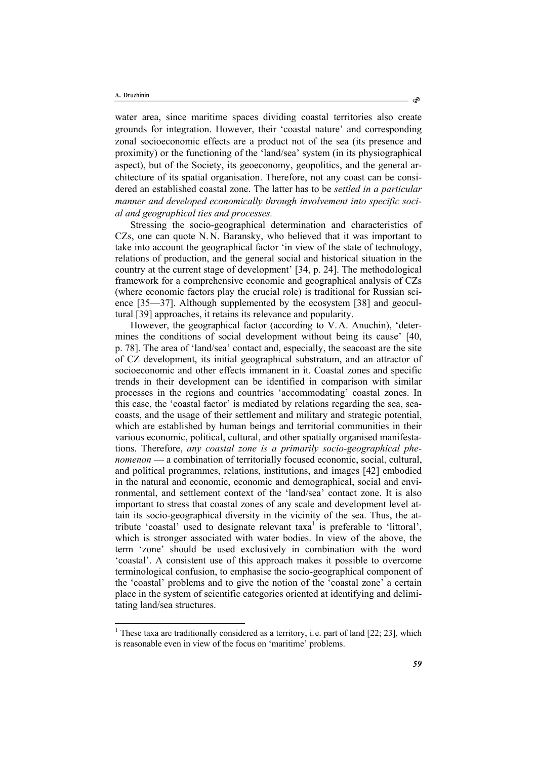water area, since maritime spaces dividing coastal territories also create grounds for integration. However, their 'coastal nature' and corresponding zonal socioeconomic effects are a product not of the sea (its presence and proximity) or the functioning of the 'land/sea' system (in its physiographical aspect), but of the Society, its geoeconomy, geopolitics, and the general architecture of its spatial organisation. Therefore, not any coast can be considered an established coastal zone. The latter has to be *settled in a particular manner and developed economically through involvement into specific social and geographical ties and processes.*

Stressing the socio-geographical determination and characteristics of CZs, one can quote N. N. Baransky, who believed that it was important to take into account the geographical factor 'in view of the state of technology, relations of production, and the general social and historical situation in the country at the current stage of development' [34, p. 24]. The methodological framework for a comprehensive economic and geographical analysis of CZs (where economic factors play the crucial role) is traditional for Russian science [35—37]. Although supplemented by the ecosystem [38] and geocultural [39] approaches, it retains its relevance and popularity.

However, the geographical factor (according to V. A. Anuchin), 'determines the conditions of social development without being its cause' [40, p. 78]. The area of 'land/sea' contact and, especially, the seacoast are the site of CZ development, its initial geographical substratum, and an attractor of socioeconomic and other effects immanent in it. Coastal zones and specific trends in their development can be identified in comparison with similar processes in the regions and countries 'accommodating' coastal zones. In this case, the 'coastal factor' is mediated by relations regarding the sea, seacoasts, and the usage of their settlement and military and strategic potential, which are established by human beings and territorial communities in their various economic, political, cultural, and other spatially organised manifestations. Therefore, *any coastal zone is a primarily socio-geographical phenomenon* — a combination of territorially focused economic, social, cultural, and political programmes, relations, institutions, and images [42] embodied in the natural and economic, economic and demographical, social and environmental, and settlement context of the 'land/sea' contact zone. It is also important to stress that coastal zones of any scale and development level attain its socio-geographical diversity in the vicinity of the sea. Thus, the attribute 'coastal' used to designate relevant taxa[1] is preferable to 'littoral', which is stronger associated with water bodies. In view of the above, the term 'zone' should be used exclusively in combination with the word 'coastal'. A consistent use of this approach makes it possible to overcome terminological confusion, to emphasise the socio-geographical component of the 'coastal' problems and to give the notion of the 'coastal zone' a certain place in the system of scientific categories oriented at identifying and delimitating land/sea structures.

---

[1] These taxa are traditionally considered as a territory, i. e. part of land [22; 23], which is reasonable even in view of the focus on 'maritime' problems.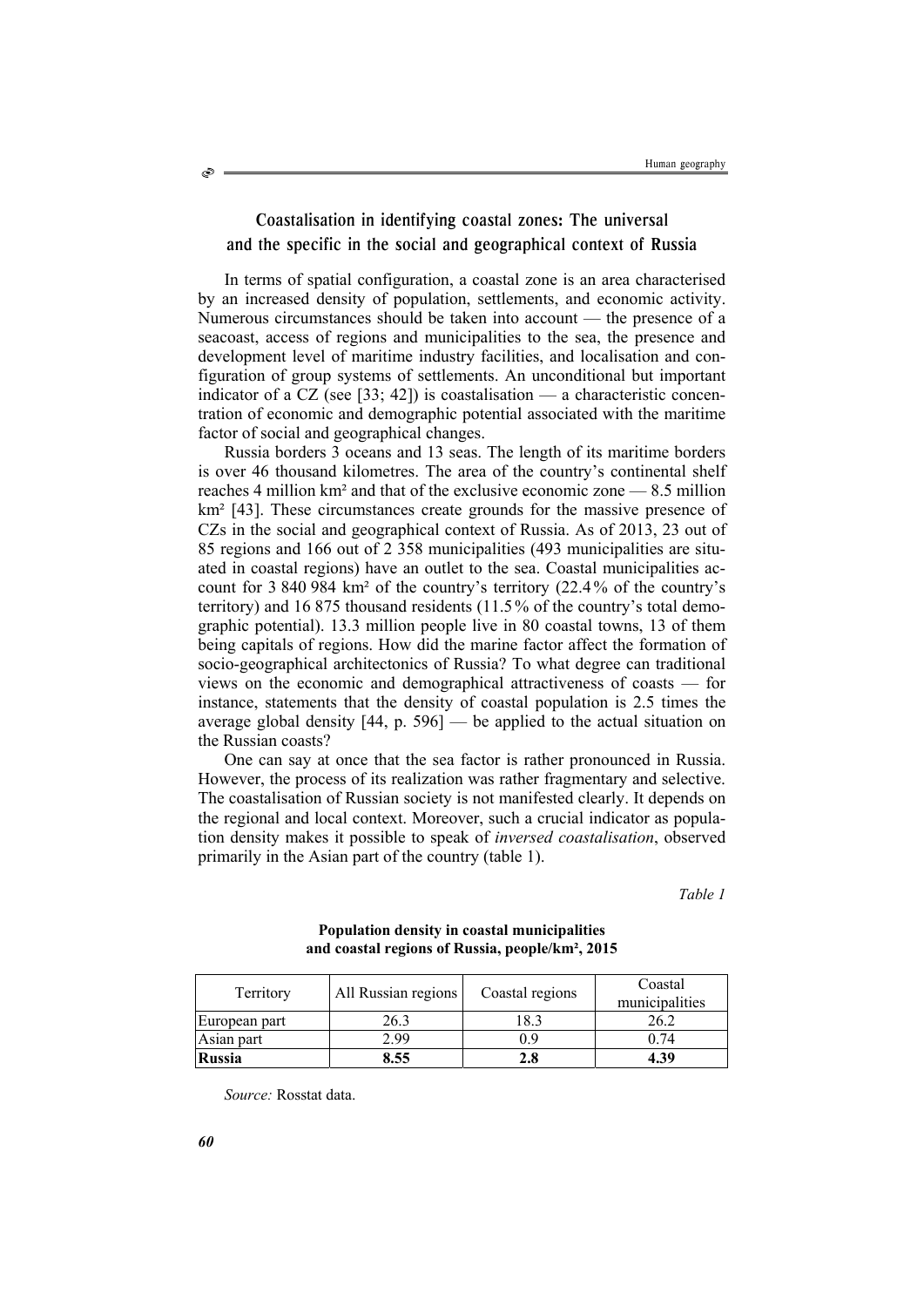## Coastalisation in identifying coastal zones: The universal and the specific in the social and geographical context of Russia

In terms of spatial configuration, a coastal zone is an area characterised by an increased density of population, settlements, and economic activity. Numerous circumstances should be taken into account — the presence of a seacoast, access of regions and municipalities to the sea, the presence and development level of maritime industry facilities, and localisation and configuration of group systems of settlements. An unconditional but important indicator of a CZ (see [33; 42]) is coastalisation — a characteristic concentration of economic and demographic potential associated with the maritime factor of social and geographical changes.

Russia borders 3 oceans and 13 seas. The length of its maritime borders is over 46 thousand kilometres. The area of the country's continental shelf reaches 4 million km² and that of the exclusive economic zone — 8.5 million km² [43]. These circumstances create grounds for the massive presence of CZs in the social and geographical context of Russia. As of 2013, 23 out of 85 regions and 166 out of 2 358 municipalities (493 municipalities are situated in coastal regions) have an outlet to the sea. Coastal municipalities account for 3 840 984 km² of the country's territory (22.4 % of the country's territory) and 16 875 thousand residents (11.5 % of the country's total demographic potential). 13.3 million people live in 80 coastal towns, 13 of them being capitals of regions. How did the marine factor affect the formation of socio-geographical architectonics of Russia? To what degree can traditional views on the economic and demographical attractiveness of coasts — for instance, statements that the density of coastal population is 2.5 times the average global density [44, p. 596] — be applied to the actual situation on the Russian coasts?

One can say at once that the sea factor is rather pronounced in Russia. However, the process of its realization was rather fragmentary and selective. The coastalisation of Russian society is not manifested clearly. It depends on the regional and local context. Moreover, such a crucial indicator as population density makes it possible to speak of *inversed coastalisation*, observed primarily in the Asian part of the country (table 1).

*Table 1*

**Population density in coastal municipalities and coastal regions of Russia, people/km², 2015**

| Territory | All Russian regions | Coastal regions | Coastal municipalities |
|---|---|---|---|
| European part | 26.3 | 18.3 | 26.2 |
| Asian part | 2.99 | 0.9 | 0.74 |
| **Russia** | **8.55** | **2.8** | **4.39** |

*Source:* Rosstat data.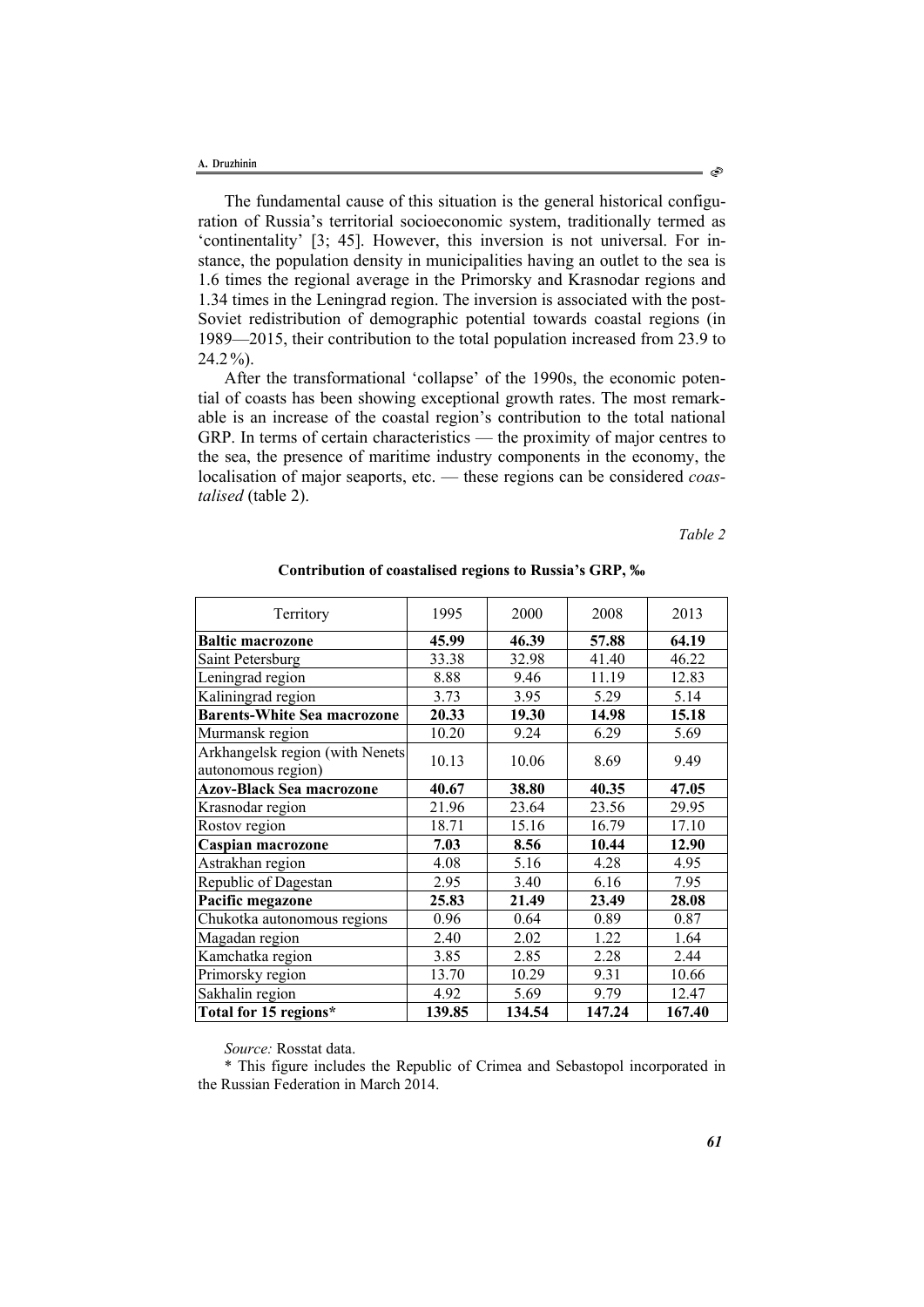The fundamental cause of this situation is the general historical configuration of Russia's territorial socioeconomic system, traditionally termed as 'continentality' [3; 45]. However, this inversion is not universal. For instance, the population density in municipalities having an outlet to the sea is 1.6 times the regional average in the Primorsky and Krasnodar regions and 1.34 times in the Leningrad region. The inversion is associated with the post-Soviet redistribution of demographic potential towards coastal regions (in 1989—2015, their contribution to the total population increased from 23.9 to 24.2 %).

After the transformational 'collapse' of the 1990s, the economic potential of coasts has been showing exceptional growth rates. The most remarkable is an increase of the coastal region's contribution to the total national GRP. In terms of certain characteristics — the proximity of major centres to the sea, the presence of maritime industry components in the economy, the localisation of major seaports, etc. — these regions can be considered *coastalised* (table 2).

*Table 2*

**Contribution of coastalised regions to Russia's GRP, ‰**

| Territory | 1995 | 2000 | 2008 | 2013 |
|---|---|---|---|---|
| **Baltic macrozone** | **45.99** | **46.39** | **57.88** | **64.19** |
| Saint Petersburg | 33.38 | 32.98 | 41.40 | 46.22 |
| Leningrad region | 8.88 | 9.46 | 11.19 | 12.83 |
| Kaliningrad region | 3.73 | 3.95 | 5.29 | 5.14 |
| **Barents-White Sea macrozone** | **20.33** | **19.30** | **14.98** | **15.18** |
| Murmansk region | 10.20 | 9.24 | 6.29 | 5.69 |
| Arkhangelsk region (with Nenets autonomous region) | 10.13 | 10.06 | 8.69 | 9.49 |
| **Azov-Black Sea macrozone** | **40.67** | **38.80** | **40.35** | **47.05** |
| Krasnodar region | 21.96 | 23.64 | 23.56 | 29.95 |
| Rostov region | 18.71 | 15.16 | 16.79 | 17.10 |
| **Caspian macrozone** | **7.03** | **8.56** | **10.44** | **12.90** |
| Astrakhan region | 4.08 | 5.16 | 4.28 | 4.95 |
| Republic of Dagestan | 2.95 | 3.40 | 6.16 | 7.95 |
| **Pacific megazone** | **25.83** | **21.49** | **23.49** | **28.08** |
| Chukotka autonomous regions | 0.96 | 0.64 | 0.89 | 0.87 |
| Magadan region | 2.40 | 2.02 | 1.22 | 1.64 |
| Kamchatka region | 3.85 | 2.85 | 2.28 | 2.44 |
| Primorsky region | 13.70 | 10.29 | 9.31 | 10.66 |
| Sakhalin region | 4.92 | 5.69 | 9.79 | 12.47 |
| **Total for 15 regions*** | **139.85** | **134.54** | **147.24** | **167.40** |

*Source:* Rosstat data.

\* This figure includes the Republic of Crimea and Sebastopol incorporated in the Russian Federation in March 2014.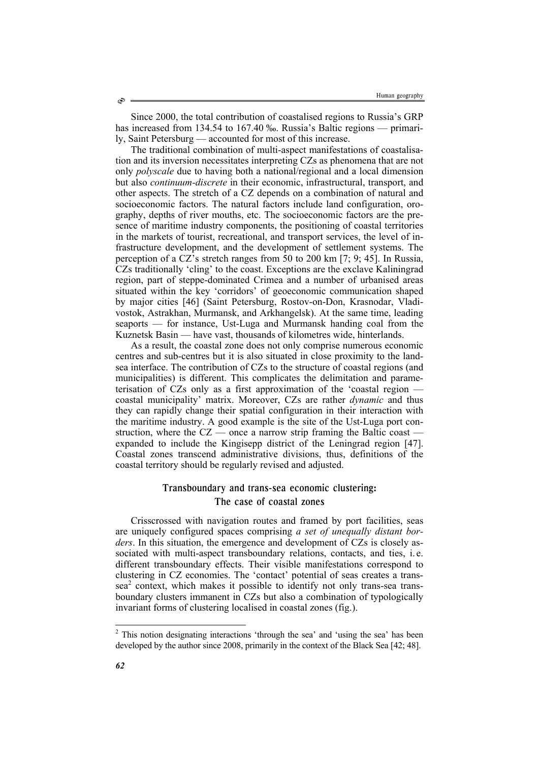Since 2000, the total contribution of coastalised regions to Russia's GRP has increased from 134.54 to 167.40 ‰. Russia's Baltic regions — primarily, Saint Petersburg — accounted for most of this increase.

The traditional combination of multi-aspect manifestations of coastalisation and its inversion necessitates interpreting CZs as phenomena that are not only *polyscale* due to having both a national/regional and a local dimension but also *continuum-discrete* in their economic, infrastructural, transport, and other aspects. The stretch of a CZ depends on a combination of natural and socioeconomic factors. The natural factors include land configuration, orography, depths of river mouths, etc. The socioeconomic factors are the presence of maritime industry components, the positioning of coastal territories in the markets of tourist, recreational, and transport services, the level of infrastructure development, and the development of settlement systems. The perception of a CZ's stretch ranges from 50 to 200 km [7; 9; 45]. In Russia, CZs traditionally 'cling' to the coast. Exceptions are the exclave Kaliningrad region, part of steppe-dominated Crimea and a number of urbanised areas situated within the key 'corridors' of geoeconomic communication shaped by major cities [46] (Saint Petersburg, Rostov-on-Don, Krasnodar, Vladivostok, Astrakhan, Murmansk, and Arkhangelsk). At the same time, leading seaports — for instance, Ust-Luga and Murmansk handing coal from the Kuznetsk Basin — have vast, thousands of kilometres wide, hinterlands.

As a result, the coastal zone does not only comprise numerous economic centres and sub-centres but it is also situated in close proximity to the land-sea interface. The contribution of CZs to the structure of coastal regions (and municipalities) is different. This complicates the delimitation and parameterisation of CZs only as a first approximation of the 'coastal region — coastal municipality' matrix. Moreover, CZs are rather *dynamic* and thus they can rapidly change their spatial configuration in their interaction with the maritime industry. A good example is the site of the Ust-Luga port construction, where the CZ — once a narrow strip framing the Baltic coast — expanded to include the Kingisepp district of the Leningrad region [47]. Coastal zones transcend administrative divisions, thus, definitions of the coastal territory should be regularly revised and adjusted.

## Transboundary and trans-sea economic clustering: The case of coastal zones

Crisscrossed with navigation routes and framed by port facilities, seas are uniquely configured spaces comprising *a set of unequally distant borders*. In this situation, the emergence and development of CZs is closely associated with multi-aspect transboundary relations, contacts, and ties, i.e. different transboundary effects. Their visible manifestations correspond to clustering in CZ economies. The 'contact' potential of seas creates a trans-sea[2] context, which makes it possible to identify not only trans-sea transboundary clusters immanent in CZs but also a combination of typologically invariant forms of clustering localised in coastal zones (fig.).

[2] This notion designating interactions 'through the sea' and 'using the sea' has been developed by the author since 2008, primarily in the context of the Black Sea [42; 48].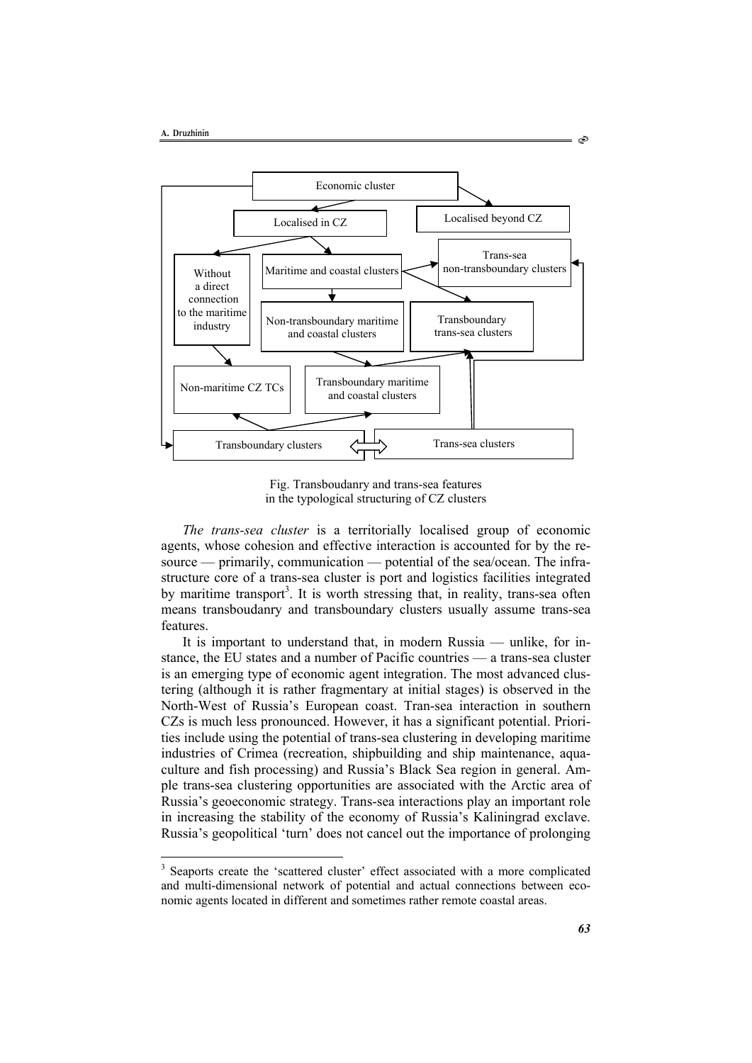Economic cluster

Localised in CZ

Localised beyond CZ

Without a direct connection to the maritime industry

Maritime and coastal clusters

Trans-sea non-transboundary clusters

Non-transboundary maritime and coastal clusters

Transboundary trans-sea clusters

Non-maritime CZ TCs

Transboundary maritime and coastal clusters

Transboundary clusters

Trans-sea clusters

Fig. Transboudanry and trans-sea features in the typological structuring of CZ clusters

*The trans-sea cluster* is a territorially localised group of economic agents, whose cohesion and effective interaction is accounted for by the resource — primarily, communication — potential of the sea/ocean. The infrastructure core of a trans-sea cluster is port and logistics facilities integrated by maritime transport[3]. It is worth stressing that, in reality, trans-sea often means transboudanry and transboundary clusters usually assume trans-sea features.

It is important to understand that, in modern Russia — unlike, for instance, the EU states and a number of Pacific countries — a trans-sea cluster is an emerging type of economic agent integration. The most advanced clustering (although it is rather fragmentary at initial stages) is observed in the North-West of Russia's European coast. Tran-sea interaction in southern CZs is much less pronounced. However, it has a significant potential. Priorities include using the potential of trans-sea clustering in developing maritime industries of Crimea (recreation, shipbuilding and ship maintenance, aquaculture and fish processing) and Russia's Black Sea region in general. Ample trans-sea clustering opportunities are associated with the Arctic area of Russia's geoeconomic strategy. Trans-sea interactions play an important role in increasing the stability of the economy of Russia's Kaliningrad exclave. Russia's geopolitical 'turn' does not cancel out the importance of prolonging

[3] Seaports create the 'scattered cluster' effect associated with a more complicated and multi-dimensional network of potential and actual connections between economic agents located in different and sometimes rather remote coastal areas.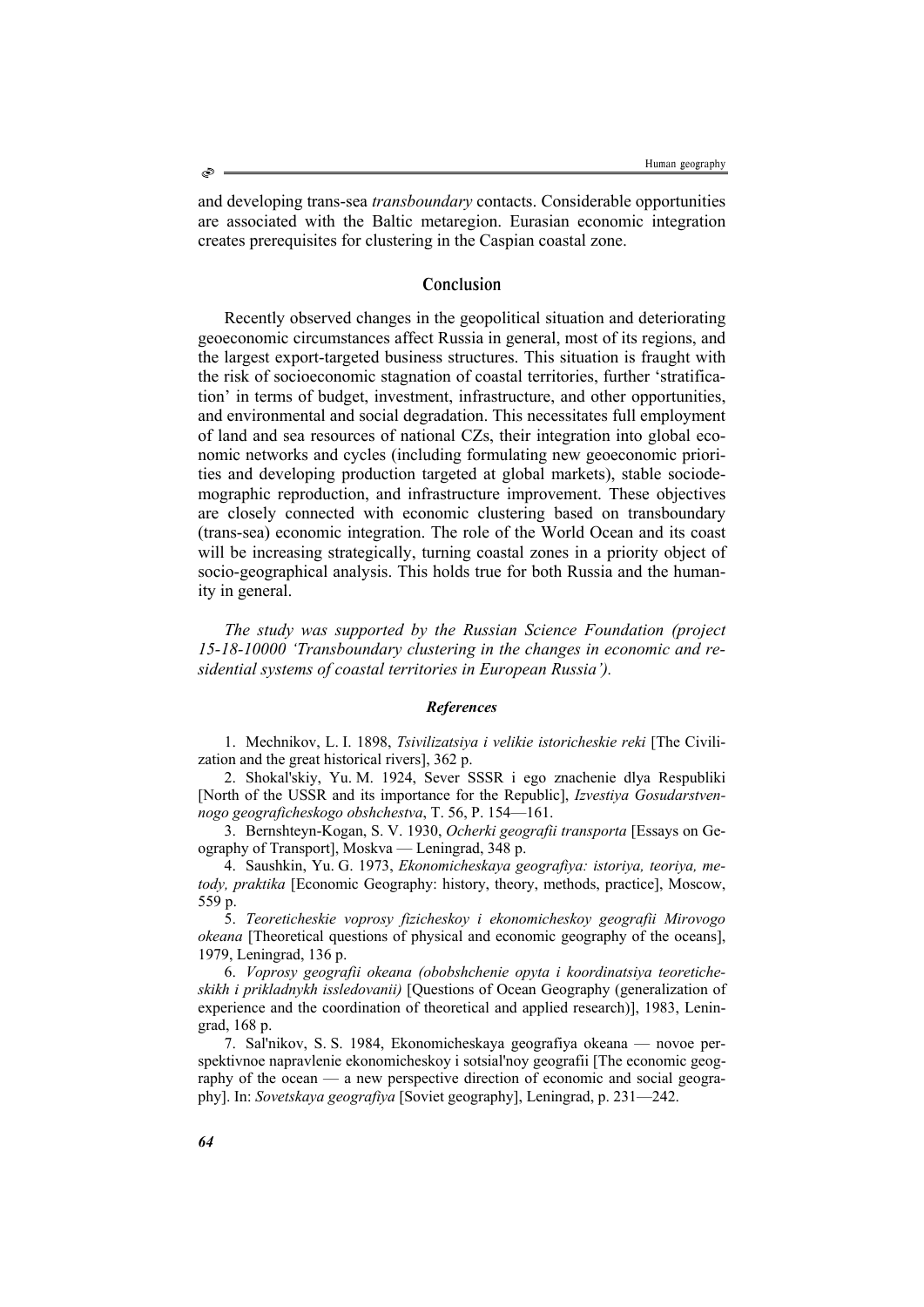and developing trans-sea *transboundary* contacts. Considerable opportunities are associated with the Baltic metaregion. Eurasian economic integration creates prerequisites for clustering in the Caspian coastal zone.

## Conclusion

Recently observed changes in the geopolitical situation and deteriorating geoeconomic circumstances affect Russia in general, most of its regions, and the largest export-targeted business structures. This situation is fraught with the risk of socioeconomic stagnation of coastal territories, further 'stratification' in terms of budget, investment, infrastructure, and other opportunities, and environmental and social degradation. This necessitates full employment of land and sea resources of national CZs, their integration into global economic networks and cycles (including formulating new geoeconomic priorities and developing production targeted at global markets), stable sociodemographic reproduction, and infrastructure improvement. These objectives are closely connected with economic clustering based on transboundary (trans-sea) economic integration. The role of the World Ocean and its coast will be increasing strategically, turning coastal zones in a priority object of socio-geographical analysis. This holds true for both Russia and the humanity in general.

*The study was supported by the Russian Science Foundation (project 15-18-10000 'Transboundary clustering in the changes in economic and residential systems of coastal territories in European Russia').*

### *References*

1. Mechnikov, L. I. 1898, *Tsivilizatsiya i velikie istoricheskie reki* [The Civilization and the great historical rivers], 362 p.

2. Shokal'skiy, Yu. M. 1924, Sever SSSR i ego znachenie dlya Respubliki [North of the USSR and its importance for the Republic], *Izvestiya Gosudarstvennogo geograficheskogo obshchestva*, T. 56, P. 154—161.

3. Bernshteyn-Kogan, S. V. 1930, *Ocherki geografii transporta* [Essays on Geography of Transport], Moskva — Leningrad, 348 p.

4. Saushkin, Yu. G. 1973, *Ekonomicheskaya geografiya: istoriya, teoriya, metody, praktika* [Economic Geography: history, theory, methods, practice], Moscow, 559 p.

5. *Teoreticheskie voprosy fizicheskoy i ekonomicheskoy geografii Mirovogo okeana* [Theoretical questions of physical and economic geography of the oceans], 1979, Leningrad, 136 p.

6. *Voprosy geografii okeana (obobshchenie opyta i koordinatsiya teoreticheskikh i prikladnykh issledovanii)* [Questions of Ocean Geography (generalization of experience and the coordination of theoretical and applied research)], 1983, Leningrad, 168 p.

7. Sal'nikov, S. S. 1984, Ekonomicheskaya geografiya okeana — novoe perspektivnoe napravlenie ekonomicheskoy i sotsial'noy geografii [The economic geography of the ocean — a new perspective direction of economic and social geography]. In: *Sovetskaya geografiya* [Soviet geography], Leningrad, p. 231—242.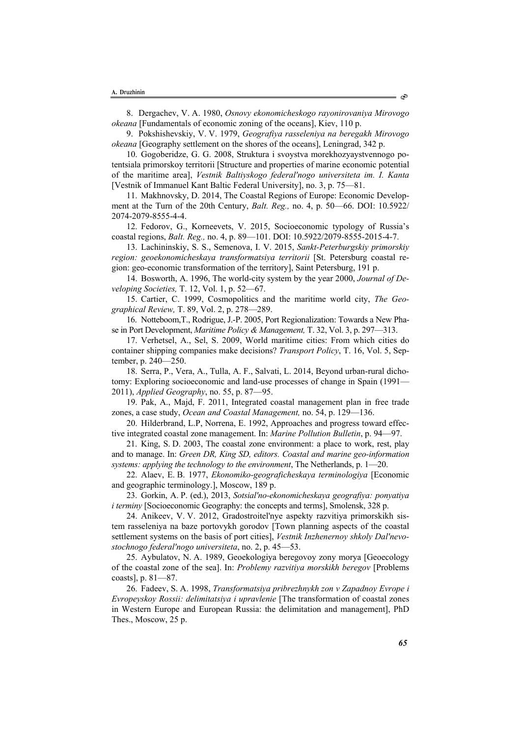8. Dergachev, V. A. 1980, *Osnovy ekonomicheskogo rayonirovaniya Mirovogo okeana* [Fundamentals of economic zoning of the oceans], Kiev, 110 p.

9. Pokshishevskiy, V. V. 1979, *Geografiya rasseleniya na beregakh Mirovogo okeana* [Geography settlement on the shores of the oceans], Leningrad, 342 p.

10. Gogoberidze, G. G. 2008, Struktura i svoystva morekhozyaystvennogo potentsiala primorskoy territorii [Structure and properties of marine economic potential of the maritime area], *Vestnik Baltiyskogo federal'nogo universiteta im. I. Kanta* [Vestnik of Immanuel Kant Baltic Federal University], no. 3, p. 75—81.

11. Makhnovsky, D. 2014, The Coastal Regions of Europe: Economic Development at the Turn of the 20th Century, *Balt. Reg.,* no. 4, p. 50—66. DOI: 10.5922/2074-2079-8555-4-4.

12. Fedorov, G., Korneevets, V. 2015, Socioeconomic typology of Russia's coastal regions, *Balt. Reg.,* no. 4, p. 89—101. DOI: 10.5922/2079-8555-2015-4-7.

13. Lachininskiy, S. S., Semenova, I. V. 2015, *Sankt-Peterburgskiy primorskiy region: geoekonomicheskaya transformatsiya territorii* [St. Petersburg coastal region: geo-economic transformation of the territory], Saint Petersburg, 191 p.

14. Bosworth, A. 1996, The world-city system by the year 2000, *Journal of Developing Societies,* T. 12, Vol. 1, p. 52—67.

15. Cartier, C. 1999, Cosmopolitics and the maritime world city, *The Geographical Review,* T. 89, Vol. 2, p. 278—289.

16. Notteboom,T., Rodrigue, J.-P. 2005, Port Regionalization: Towards a New Phase in Port Development, *Maritime Policy & Management,* T. 32, Vol. 3, p. 297—313.

17. Verhetsel, A., Sel, S. 2009, World maritime cities: From which cities do container shipping companies make decisions? *Transport Policy*, T. 16, Vol. 5, September, p. 240—250.

18. Serra, P., Vera, A., Tulla, A. F., Salvati, L. 2014, Beyond urban-rural dichotomy: Exploring socioeconomic and land-use processes of change in Spain (1991—2011), *Applied Geography*, no. 55, p. 87—95.

19. Pak, A., Majd, F. 2011, Integrated coastal management plan in free trade zones, a case study, *Ocean and Coastal Management,* no. 54, p. 129—136.

20. Hilderbrand, L.P, Norrena, E. 1992, Approaches and progress toward effective integrated coastal zone management. In: *Marine Pollution Bulletin*, p. 94—97.

21. King, S. D. 2003, The coastal zone environment: a place to work, rest, play and to manage. In: *Green DR, King SD, editors. Coastal and marine geo-information systems: applying the technology to the environment*, The Netherlands, p. 1—20.

22. Alaev, E. B. 1977, *Ekonomiko-geograficheskaya terminologiya* [Economic and geographic terminology.], Moscow, 189 p.

23. Gorkin, A. P. (ed.), 2013, *Sotsial'no-ekonomicheskaya geografiya: ponyatiya i terminy* [Socioeconomic Geography: the concepts and terms], Smolensk, 328 p.

24. Anikeev, V. V. 2012, Gradostroitel'nye aspekty razvitiya primorskikh sistem rasseleniya na baze portovykh gorodov [Town planning aspects of the coastal settlement systems on the basis of port cities], *Vestnik Inzhenernoy shkoly Dal'nevostochnogo federal'nogo universiteta*, no. 2, p. 45—53.

25. Aybulatov, N. A. 1989, Geoekologiya beregovoy zony morya [Geoecology of the coastal zone of the sea]. In: *Problemy razvitiya morskikh beregov* [Problems coasts], p. 81—87.

26. Fadeev, S. A. 1998, *Transformatsiya pribrezhnykh zon v Zapadnoy Evrope i Evropeyskoy Rossii: delimitatsiya i upravlenie* [The transformation of coastal zones in Western Europe and European Russia: the delimitation and management], PhD Thes., Moscow, 25 p.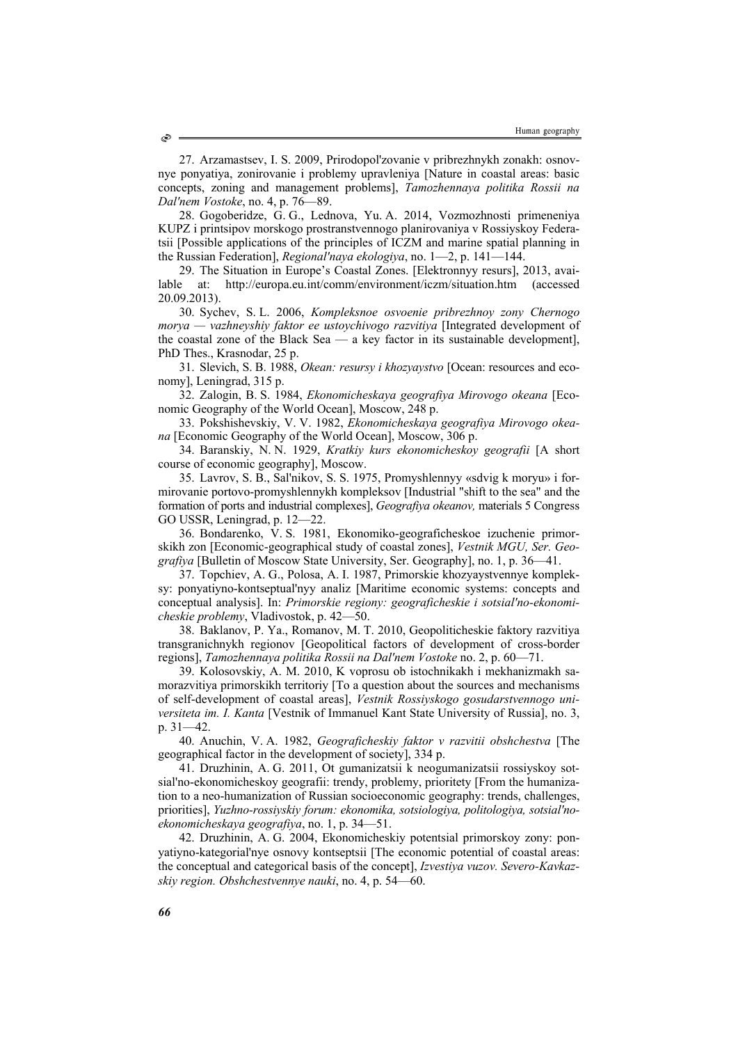27. Arzamastsev, I. S. 2009, Prirodopol'zovanie v pribrezhnykh zonakh: osnovnye ponyatiya, zonirovanie i problemy upravleniya [Nature in coastal areas: basic concepts, zoning and management problems], *Tamozhennaya politika Rossii na Dal'nem Vostoke*, no. 4, p. 76—89.

28. Gogoberidze, G. G., Lednova, Yu. A. 2014, Vozmozhnosti primeneniya KUPZ i printsipov morskogo prostranstvennogo planirovaniya v Rossiyskoy Federatsii [Possible applications of the principles of ICZM and marine spatial planning in the Russian Federation], *Regional'naya ekologiya*, no. 1—2, p. 141—144.

29. The Situation in Europe's Coastal Zones. [Elektronnyy resurs], 2013, available at: http://europa.eu.int/comm/environment/iczm/situation.htm (accessed 20.09.2013).

30. Sychev, S. L. 2006, *Kompleksnoe osvoenie pribrezhnoy zony Chernogo morya — vazhneyshiy faktor ee ustoychivogo razvitiya* [Integrated development of the coastal zone of the Black Sea — a key factor in its sustainable development], PhD Thes., Krasnodar, 25 p.

31. Slevich, S. B. 1988, *Okean: resursy i khozyaystvo* [Ocean: resources and economy], Leningrad, 315 p.

32. Zalogin, B. S. 1984, *Ekonomicheskaya geografiya Mirovogo okeana* [Economic Geography of the World Ocean], Moscow, 248 p.

33. Pokshishevskiy, V. V. 1982, *Ekonomicheskaya geografiya Mirovogo okeana* [Economic Geography of the World Ocean], Moscow, 306 p.

34. Baranskiy, N. N. 1929, *Kratkiy kurs ekonomicheskoy geografii* [A short course of economic geography], Moscow.

35. Lavrov, S. B., Sal'nikov, S. S. 1975, Promyshlennyy «sdvig k moryu» i formirovanie portovo-promyshlennykh kompleksov [Industrial "shift to the sea" and the formation of ports and industrial complexes], *Geografiya okeanov,* materials 5 Congress GO USSR, Leningrad, p. 12—22.

36. Bondarenko, V. S. 1981, Ekonomiko-geograficheskoe izuchenie primorskikh zon [Economic-geographical study of coastal zones], *Vestnik MGU, Ser. Geografiya* [Bulletin of Moscow State University, Ser. Geography], no. 1, p. 36—41.

37. Topchiev, A. G., Polosa, A. I. 1987, Primorskie khozyaystvennye kompleksy: ponyatiyno-kontseptual'nyy analiz [Maritime economic systems: concepts and conceptual analysis]. In: *Primorskie regiony: geograficheskie i sotsial'no-ekonomicheskie problemy*, Vladivostok, p. 42—50.

38. Baklanov, P. Ya., Romanov, M. T. 2010, Geopoliticheskie faktory razvitiya transgranichnykh regionov [Geopolitical factors of development of cross-border regions], *Tamozhennaya politika Rossii na Dal'nem Vostoke* no. 2, p. 60—71.

39. Kolosovskiy, A. M. 2010, K voprosu ob istochnikakh i mekhanizmakh samorazvitiya primorskikh territoriy [To a question about the sources and mechanisms of self-development of coastal areas], *Vestnik Rossiyskogo gosudarstvennogo universiteta im. I. Kanta* [Vestnik of Immanuel Kant State University of Russia], no. 3, p. 31—42.

40. Anuchin, V. A. 1982, *Geograficheskiy faktor v razvitii obshchestva* [The geographical factor in the development of society], 334 p.

41. Druzhinin, A. G. 2011, Ot gumanizatsii k neogumanizatsii rossiyskoy sotsial'no-ekonomicheskoy geografii: trendy, problemy, prioritety [From the humanization to a neo-humanization of Russian socioeconomic geography: trends, challenges, priorities], *Yuzhno-rossiyskiy forum: ekonomika, sotsiologiya, politologiya, sotsial'no-ekonomicheskaya geografiya*, no. 1, p. 34—51.

42. Druzhinin, A. G. 2004, Ekonomicheskiy potentsial primorskoy zony: ponyatiyno-kategorial'nye osnovy kontseptsii [The economic potential of coastal areas: the conceptual and categorical basis of the concept], *Izvestiya vuzov. Severo-Kavkazskiy region. Obshchestvennye nauki*, no. 4, p. 54—60.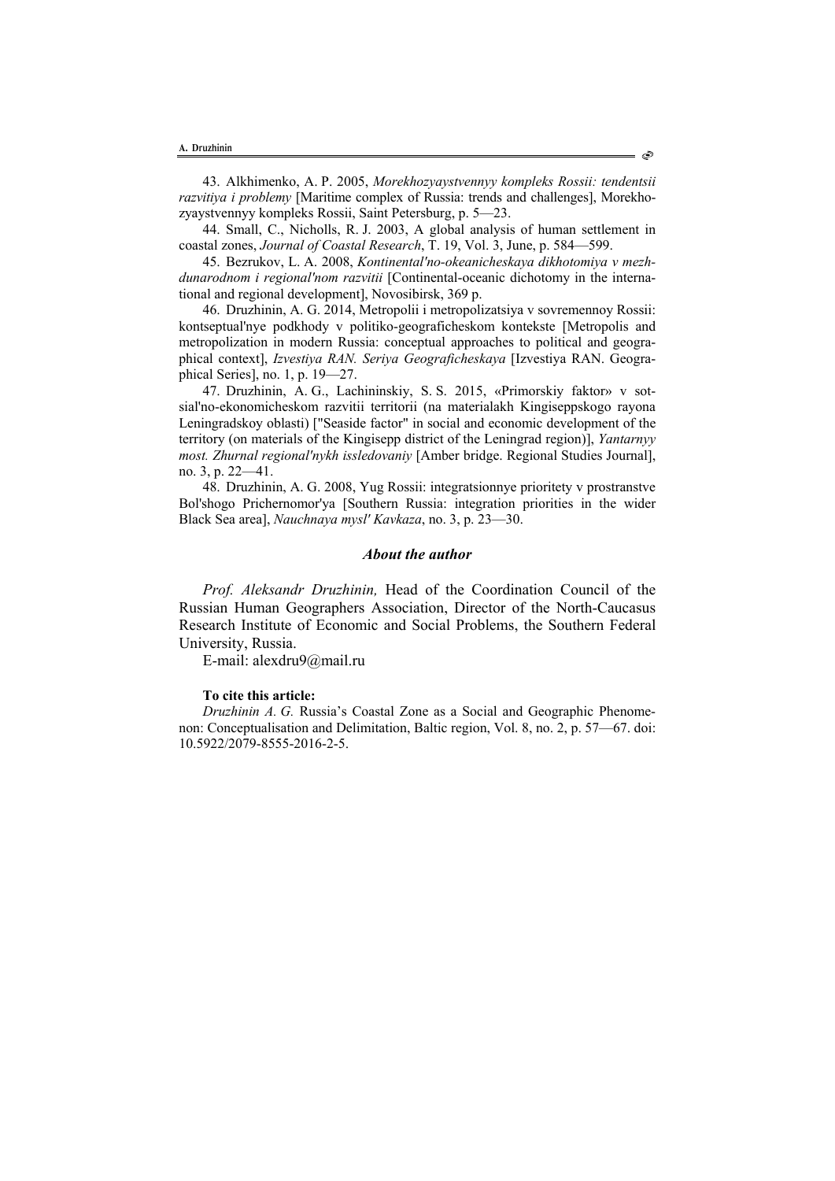43. Alkhimenko, A. P. 2005, *Morekhozyaystvennyy kompleks Rossii: tendentsii razvitiya i problemy* [Maritime complex of Russia: trends and challenges], Morekhozyaystvennyy kompleks Rossii, Saint Petersburg, p. 5—23.

44. Small, C., Nicholls, R. J. 2003, A global analysis of human settlement in coastal zones, *Journal of Coastal Research*, T. 19, Vol. 3, June, p. 584—599.

45. Bezrukov, L. A. 2008, *Kontinental'no-okeanicheskaya dikhotomiya v mezhdunarodnom i regional'nom razvitii* [Continental-oceanic dichotomy in the international and regional development], Novosibirsk, 369 p.

46. Druzhinin, A. G. 2014, Metropolii i metropolizatsiya v sovremennoy Rossii: kontseptual'nye podkhody v politiko-geograficheskom kontekste [Metropolis and metropolization in modern Russia: conceptual approaches to political and geographical context], *Izvestiya RAN. Seriya Geograficheskaya* [Izvestiya RAN. Geographical Series], no. 1, p. 19—27.

47. Druzhinin, A. G., Lachininskiy, S. S. 2015, «Primorskiy faktor» v sotsial'no-ekonomicheskom razvitii territorii (na materialakh Kingiseppskogo rayona Leningradskoy oblasti) ["Seaside factor" in social and economic development of the territory (on materials of the Kingisepp district of the Leningrad region)], *Yantarnyy most. Zhurnal regional'nykh issledovaniy* [Amber bridge. Regional Studies Journal], no. 3, p. 22—41.

48. Druzhinin, A. G. 2008, Yug Rossii: integratsionnye prioritety v prostranstve Bol'shogo Prichernomor'ya [Southern Russia: integration priorities in the wider Black Sea area], *Nauchnaya mysl' Kavkaza*, no. 3, p. 23—30.

### *About the author*

*Prof. Aleksandr Druzhinin,* Head of the Coordination Council of the Russian Human Geographers Association, Director of the North-Caucasus Research Institute of Economic and Social Problems, the Southern Federal University, Russia.

E-mail: alexdru9@mail.ru

**To cite this article:**

*Druzhinin A. G.* Russia's Coastal Zone as a Social and Geographic Phenomenon: Conceptualisation and Delimitation, Baltic region, Vol. 8, no. 2, p. 57—67. doi: 10.5922/2079-8555-2016-2-5.